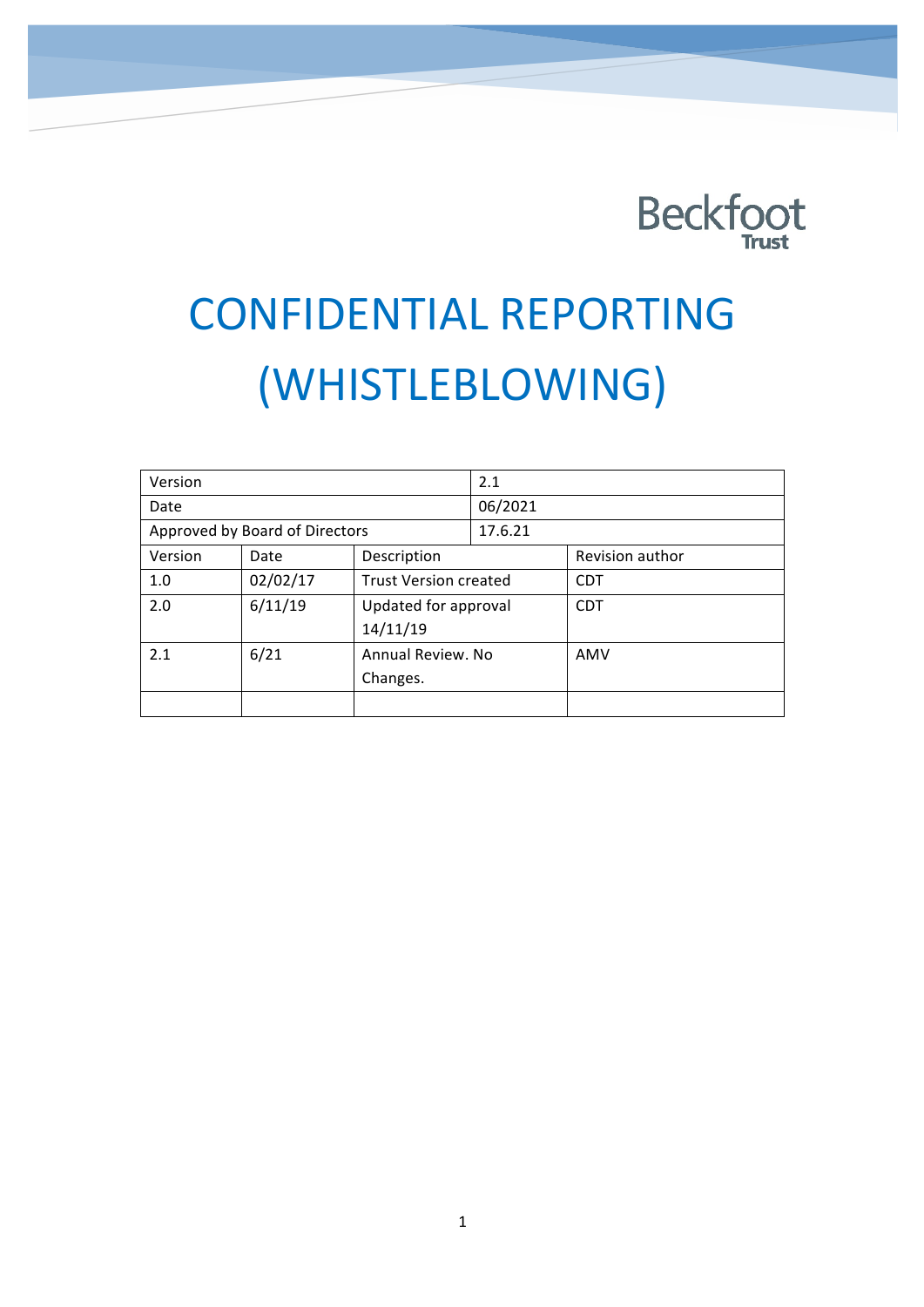Beckfoot Trust

# CONFIDENTIAL REPORTING (WHISTLEBLOWING)

| Version | | | 2.1 | |
|---|---|---|---|---|
| Date | | | 06/2021 | |
| Approved by Board of Directors | | | 17.6.21 | |
| Version | Date | Description | | Revision author |
| 1.0 | 02/02/17 | Trust Version created | | CDT |
| 2.0 | 6/11/19 | Updated for approval 14/11/19 | | CDT |
| 2.1 | 6/21 | Annual Review. No Changes. | | AMV |
| | | | | |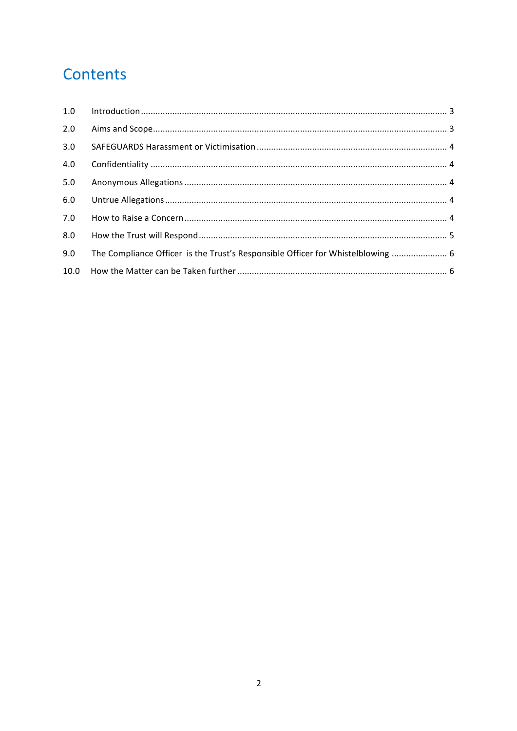# Contents

| | | |
|---|---|---|
| 1.0 | Introduction | 3 |
| 2.0 | Aims and Scope | 3 |
| 3.0 | SAFEGUARDS Harassment or Victimisation | 4 |
| 4.0 | Confidentiality | 4 |
| 5.0 | Anonymous Allegations | 4 |
| 6.0 | Untrue Allegations | 4 |
| 7.0 | How to Raise a Concern | 4 |
| 8.0 | How the Trust will Respond | 5 |
| 9.0 | The Compliance Officer is the Trust's Responsible Officer for Whistelblowing | 6 |
| 10.0 | How the Matter can be Taken further | 6 |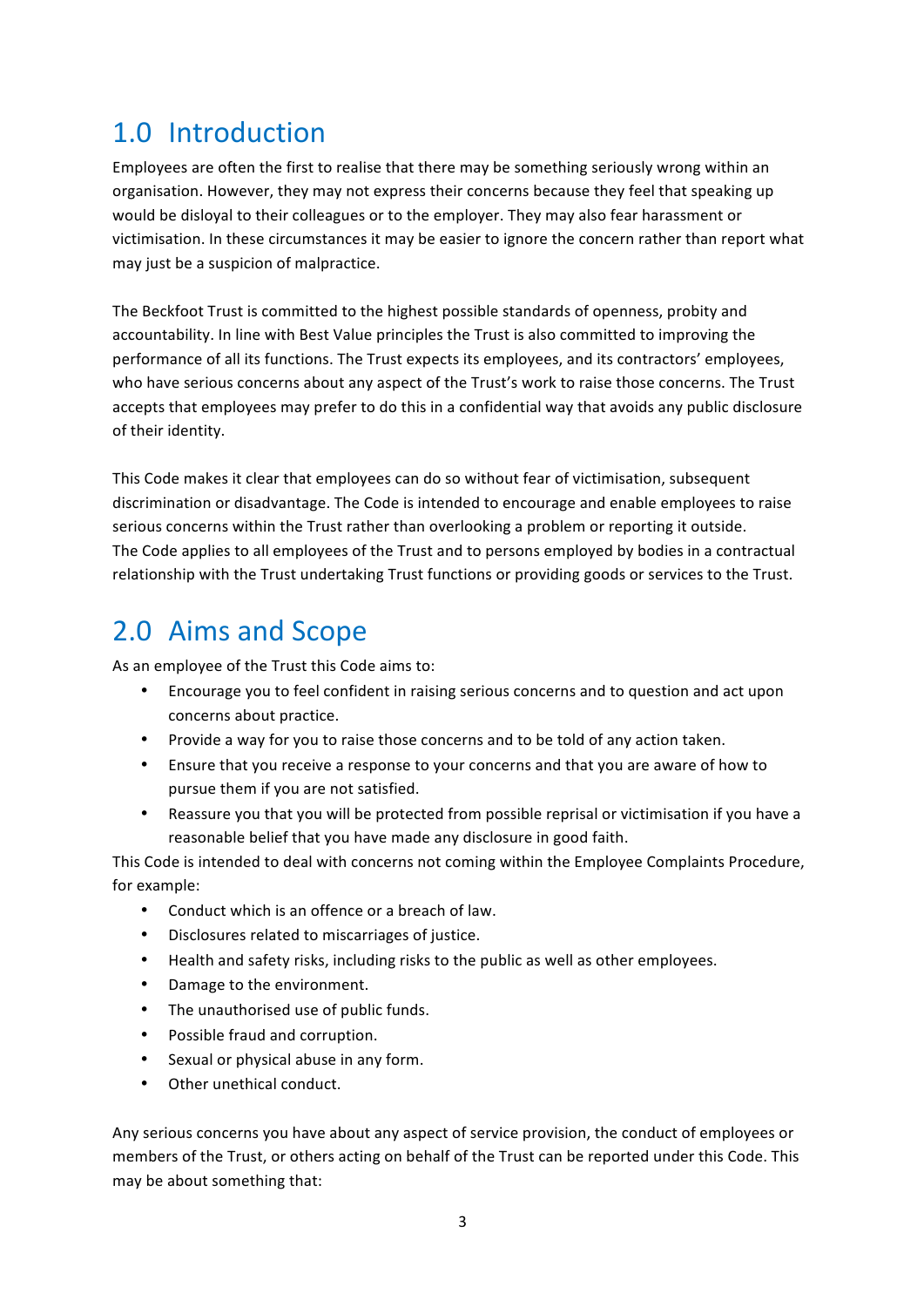## 1.0 Introduction

Employees are often the first to realise that there may be something seriously wrong within an organisation. However, they may not express their concerns because they feel that speaking up would be disloyal to their colleagues or to the employer. They may also fear harassment or victimisation. In these circumstances it may be easier to ignore the concern rather than report what may just be a suspicion of malpractice.

The Beckfoot Trust is committed to the highest possible standards of openness, probity and accountability. In line with Best Value principles the Trust is also committed to improving the performance of all its functions. The Trust expects its employees, and its contractors' employees, who have serious concerns about any aspect of the Trust's work to raise those concerns. The Trust accepts that employees may prefer to do this in a confidential way that avoids any public disclosure of their identity.

This Code makes it clear that employees can do so without fear of victimisation, subsequent discrimination or disadvantage. The Code is intended to encourage and enable employees to raise serious concerns within the Trust rather than overlooking a problem or reporting it outside. The Code applies to all employees of the Trust and to persons employed by bodies in a contractual relationship with the Trust undertaking Trust functions or providing goods or services to the Trust.

## 2.0 Aims and Scope

As an employee of the Trust this Code aims to:

- Encourage you to feel confident in raising serious concerns and to question and act upon concerns about practice.
- Provide a way for you to raise those concerns and to be told of any action taken.
- Ensure that you receive a response to your concerns and that you are aware of how to pursue them if you are not satisfied.
- Reassure you that you will be protected from possible reprisal or victimisation if you have a reasonable belief that you have made any disclosure in good faith.

This Code is intended to deal with concerns not coming within the Employee Complaints Procedure, for example:

- Conduct which is an offence or a breach of law.
- Disclosures related to miscarriages of justice.
- Health and safety risks, including risks to the public as well as other employees.
- Damage to the environment.
- The unauthorised use of public funds.
- Possible fraud and corruption.
- Sexual or physical abuse in any form.
- Other unethical conduct.

Any serious concerns you have about any aspect of service provision, the conduct of employees or members of the Trust, or others acting on behalf of the Trust can be reported under this Code. This may be about something that: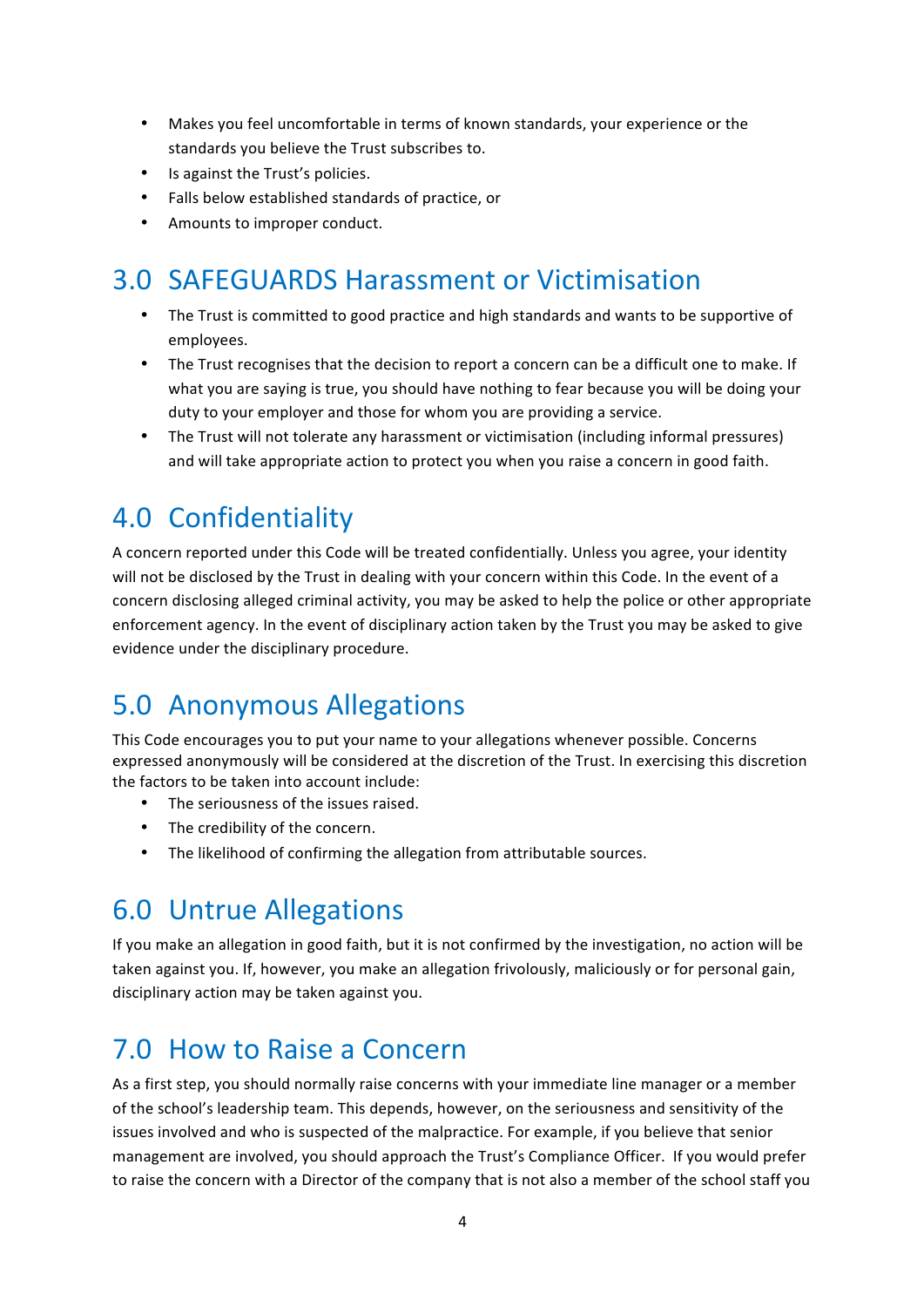- Makes you feel uncomfortable in terms of known standards, your experience or the standards you believe the Trust subscribes to.
- Is against the Trust's policies.
- Falls below established standards of practice, or
- Amounts to improper conduct.

## 3.0 SAFEGUARDS Harassment or Victimisation

- The Trust is committed to good practice and high standards and wants to be supportive of employees.
- The Trust recognises that the decision to report a concern can be a difficult one to make. If what you are saying is true, you should have nothing to fear because you will be doing your duty to your employer and those for whom you are providing a service.
- The Trust will not tolerate any harassment or victimisation (including informal pressures) and will take appropriate action to protect you when you raise a concern in good faith.

## 4.0 Confidentiality

A concern reported under this Code will be treated confidentially. Unless you agree, your identity will not be disclosed by the Trust in dealing with your concern within this Code. In the event of a concern disclosing alleged criminal activity, you may be asked to help the police or other appropriate enforcement agency. In the event of disciplinary action taken by the Trust you may be asked to give evidence under the disciplinary procedure.

## 5.0 Anonymous Allegations

This Code encourages you to put your name to your allegations whenever possible. Concerns expressed anonymously will be considered at the discretion of the Trust. In exercising this discretion the factors to be taken into account include:

- The seriousness of the issues raised.
- The credibility of the concern.
- The likelihood of confirming the allegation from attributable sources.

## 6.0 Untrue Allegations

If you make an allegation in good faith, but it is not confirmed by the investigation, no action will be taken against you. If, however, you make an allegation frivolously, maliciously or for personal gain, disciplinary action may be taken against you.

## 7.0 How to Raise a Concern

As a first step, you should normally raise concerns with your immediate line manager or a member of the school's leadership team. This depends, however, on the seriousness and sensitivity of the issues involved and who is suspected of the malpractice. For example, if you believe that senior management are involved, you should approach the Trust's Compliance Officer. If you would prefer to raise the concern with a Director of the company that is not also a member of the school staff you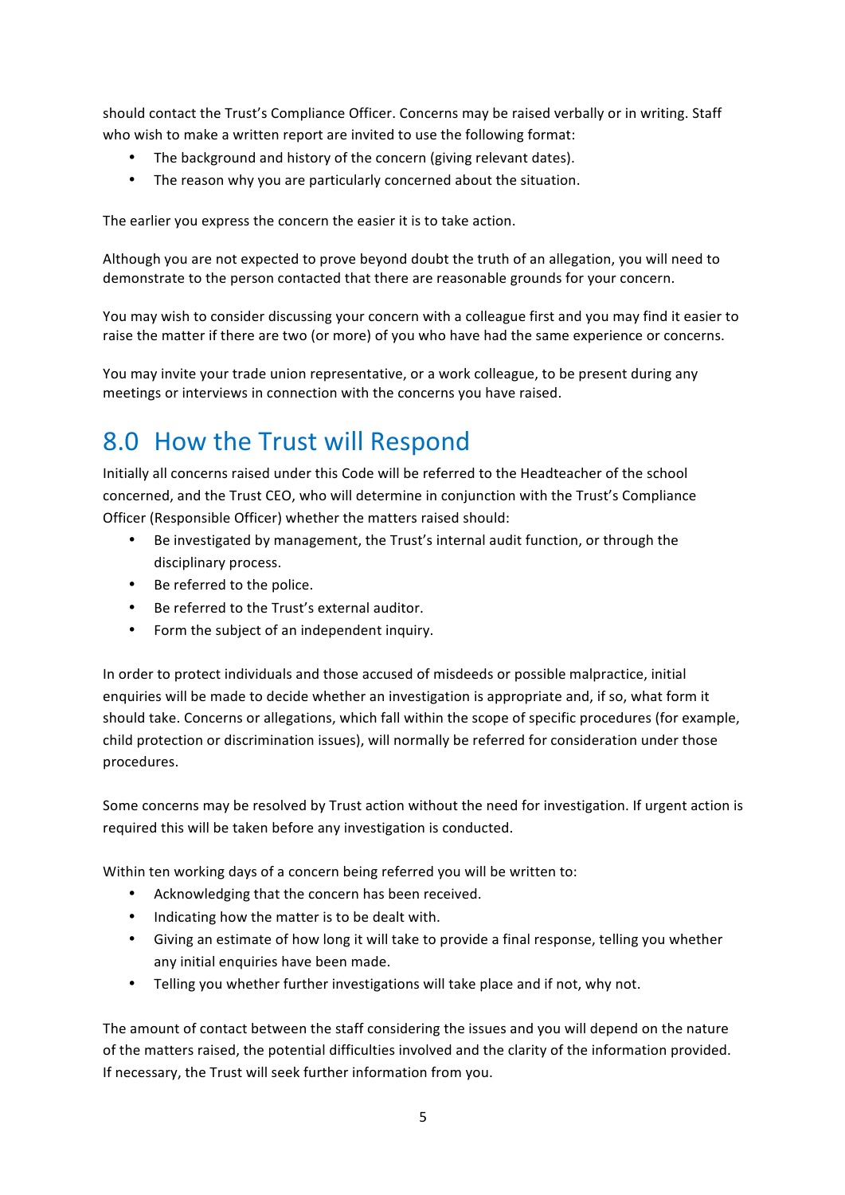should contact the Trust's Compliance Officer. Concerns may be raised verbally or in writing. Staff who wish to make a written report are invited to use the following format:

- The background and history of the concern (giving relevant dates).
- The reason why you are particularly concerned about the situation.

The earlier you express the concern the easier it is to take action.

Although you are not expected to prove beyond doubt the truth of an allegation, you will need to demonstrate to the person contacted that there are reasonable grounds for your concern.

You may wish to consider discussing your concern with a colleague first and you may find it easier to raise the matter if there are two (or more) of you who have had the same experience or concerns.

You may invite your trade union representative, or a work colleague, to be present during any meetings or interviews in connection with the concerns you have raised.

## 8.0 How the Trust will Respond

Initially all concerns raised under this Code will be referred to the Headteacher of the school concerned, and the Trust CEO, who will determine in conjunction with the Trust's Compliance Officer (Responsible Officer) whether the matters raised should:

- Be investigated by management, the Trust's internal audit function, or through the disciplinary process.
- Be referred to the police.
- Be referred to the Trust's external auditor.
- Form the subject of an independent inquiry.

In order to protect individuals and those accused of misdeeds or possible malpractice, initial enquiries will be made to decide whether an investigation is appropriate and, if so, what form it should take. Concerns or allegations, which fall within the scope of specific procedures (for example, child protection or discrimination issues), will normally be referred for consideration under those procedures.

Some concerns may be resolved by Trust action without the need for investigation. If urgent action is required this will be taken before any investigation is conducted.

Within ten working days of a concern being referred you will be written to:

- Acknowledging that the concern has been received.
- Indicating how the matter is to be dealt with.
- Giving an estimate of how long it will take to provide a final response, telling you whether any initial enquiries have been made.
- Telling you whether further investigations will take place and if not, why not.

The amount of contact between the staff considering the issues and you will depend on the nature of the matters raised, the potential difficulties involved and the clarity of the information provided. If necessary, the Trust will seek further information from you.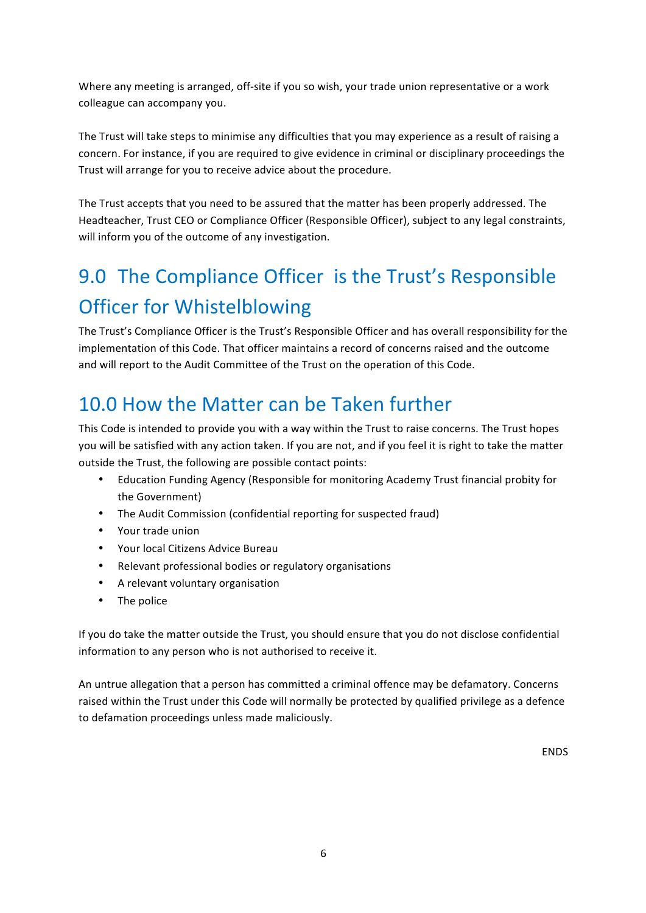Where any meeting is arranged, off-site if you so wish, your trade union representative or a work colleague can accompany you.

The Trust will take steps to minimise any difficulties that you may experience as a result of raising a concern. For instance, if you are required to give evidence in criminal or disciplinary proceedings the Trust will arrange for you to receive advice about the procedure.

The Trust accepts that you need to be assured that the matter has been properly addressed. The Headteacher, Trust CEO or Compliance Officer (Responsible Officer), subject to any legal constraints, will inform you of the outcome of any investigation.

## 9.0 The Compliance Officer is the Trust's Responsible Officer for Whistelblowing

The Trust's Compliance Officer is the Trust's Responsible Officer and has overall responsibility for the implementation of this Code. That officer maintains a record of concerns raised and the outcome and will report to the Audit Committee of the Trust on the operation of this Code.

## 10.0 How the Matter can be Taken further

This Code is intended to provide you with a way within the Trust to raise concerns. The Trust hopes you will be satisfied with any action taken. If you are not, and if you feel it is right to take the matter outside the Trust, the following are possible contact points:

- Education Funding Agency (Responsible for monitoring Academy Trust financial probity for the Government)
- The Audit Commission (confidential reporting for suspected fraud)
- Your trade union
- Your local Citizens Advice Bureau
- Relevant professional bodies or regulatory organisations
- A relevant voluntary organisation
- The police

If you do take the matter outside the Trust, you should ensure that you do not disclose confidential information to any person who is not authorised to receive it.

An untrue allegation that a person has committed a criminal offence may be defamatory. Concerns raised within the Trust under this Code will normally be protected by qualified privilege as a defence to defamation proceedings unless made maliciously.

ENDS